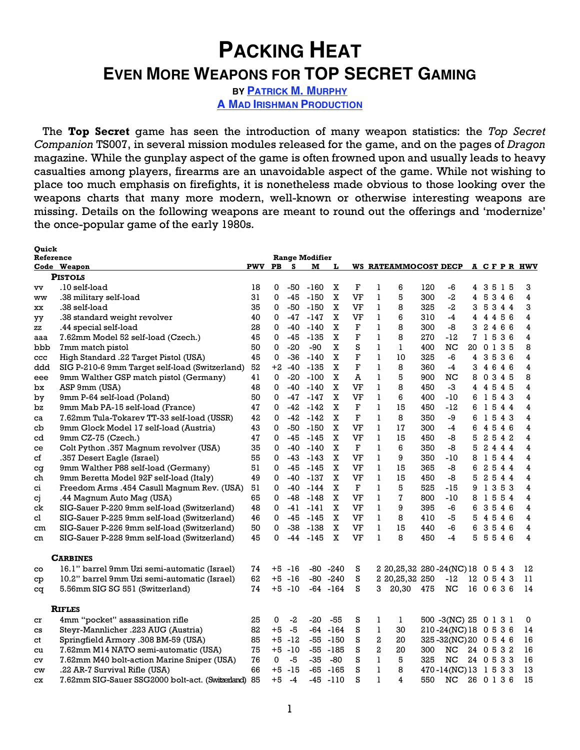# PACKING HEAT

## EVEN MORE WEAPONS FOR TOP SECRET GAMING

**BY PATRICK M. MURPHY**

**A MAD IRISHMAN PRODUCTION**

The **Top Secret** game has seen the introduction of many weapon statistics: the *Top Secret Companion* TS007, in several mission modules released for the game, and on the pages of *Dragon* magazine. While the gunplay aspect of the game is often frowned upon and usually leads to heavy casualties among players, firearms are an unavoidable aspect of the game. While not wishing to place too much emphasis on firefights, it is nonetheless made obvious to those looking over the weapons charts that many more modern, well-known or otherwise interesting weapons are missing. Details on the following weapons are meant to round out the offerings and 'modernize' the once-popular game of the early 1980s.

| Quick Reference Code | Weapon | PWV | Range Modifier PB | S | M | L | WS | RATE | AMMO | COST | DECP | A | C | F | P | R | HWV |
|---|---|---|---|---|---|---|---|---|---|---|---|---|---|---|---|---|---|
| | **PISTOLS** | | | | | | | | | | | | | | | | |
| vv | .10 self-load | 18 | 0 | -50 | -160 | X | F | 1 | 6 | 120 | -6 | 4 | 3 | 5 | 1 | 5 | 3 |
| ww | .38 military self-load | 31 | 0 | -45 | -150 | X | VF | 1 | 5 | 300 | -2 | 4 | 5 | 3 | 4 | 6 | 4 |
| xx | .38 self-load | 35 | 0 | -50 | -150 | X | VF | 1 | 8 | 325 | -2 | 3 | 5 | 3 | 4 | 4 | 3 |
| yy | .38 standard weight revolver | 40 | 0 | -47 | -147 | X | VF | 1 | 6 | 310 | -4 | 4 | 4 | 4 | 5 | 6 | 4 |
| zz | .44 special self-load | 28 | 0 | -40 | -140 | X | F | 1 | 8 | 300 | -8 | 3 | 2 | 4 | 6 | 6 | 4 |
| aaa | 7.62mm Model 52 self-load (Czech.) | 45 | 0 | -45 | -135 | X | F | 1 | 8 | 270 | -12 | 7 | 1 | 5 | 3 | 6 | 4 |
| bbb | 7mm match pistol | 50 | 0 | -20 | -90 | X | S | 1 | 1 | 400 | NC | 20 | 0 | 1 | 3 | 5 | 8 |
| ccc | High Standard .22 Target Pistol (USA) | 45 | 0 | -36 | -140 | X | F | 1 | 10 | 325 | -6 | 4 | 3 | 5 | 3 | 6 | 4 |
| ddd | SIG P-210-6 9mm Target self-load (Switzerland) | 52 | +2 | -40 | -135 | X | F | 1 | 8 | 360 | -4 | 3 | 4 | 6 | 4 | 6 | 4 |
| eee | 9mm Walther GSP match pistol (Germany) | 41 | 0 | -20 | -100 | X | A | 1 | 5 | 900 | NC | 8 | 0 | 3 | 4 | 5 | 8 |
| bx | ASP 9mm (USA) | 48 | 0 | -40 | -140 | X | VF | 1 | 8 | 450 | -3 | 4 | 4 | 5 | 4 | 5 | 4 |
| by | 9mm P-64 self-load (Poland) | 50 | 0 | -47 | -147 | X | VF | 1 | 6 | 400 | -10 | 6 | 1 | 5 | 4 | 3 | 4 |
| bz | 9mm Mab PA-15 self-load (France) | 47 | 0 | -42 | -142 | X | F | 1 | 15 | 450 | -12 | 6 | 1 | 5 | 4 | 4 | 4 |
| ca | 7.62mm Tula-Tokarev TT-33 self-load (USSR) | 42 | 0 | -42 | -142 | X | F | 1 | 8 | 350 | -9 | 6 | 1 | 5 | 4 | 3 | 4 |
| cb | 9mm Glock Model 17 self-load (Austria) | 43 | 0 | -50 | -150 | X | VF | 1 | 17 | 300 | -4 | 6 | 4 | 5 | 4 | 6 | 4 |
| cd | 9mm CZ-75 (Czech.) | 47 | 0 | -45 | -145 | X | VF | 1 | 15 | 450 | -8 | 5 | 2 | 5 | 4 | 2 | 4 |
| ce | Colt Python .357 Magnum revolver (USA) | 35 | 0 | -40 | -140 | X | F | 1 | 6 | 350 | -8 | 5 | 2 | 4 | 4 | 4 | 4 |
| cf | .357 Desert Eagle (Israel) | 55 | 0 | -43 | -143 | X | VF | 1 | 9 | 350 | -10 | 8 | 1 | 5 | 4 | 4 | 4 |
| cg | 9mm Walther P88 self-load (Germany) | 51 | 0 | -45 | -145 | X | VF | 1 | 15 | 365 | -8 | 6 | 2 | 5 | 4 | 4 | 4 |
| ch | 9mm Beretta Model 92F self-load (Italy) | 49 | 0 | -40 | -137 | X | VF | 1 | 15 | 450 | -8 | 5 | 2 | 5 | 4 | 4 | 4 |
| ci | Freedom Arms .454 Casull Magnum Rev. (USA) | 51 | 0 | -40 | -144 | X | F | 1 | 5 | 525 | -15 | 9 | 1 | 3 | 5 | 3 | 4 |
| cj | .44 Magnum Auto Mag (USA) | 65 | 0 | -48 | -148 | X | VF | 1 | 7 | 800 | -10 | 8 | 1 | 5 | 5 | 4 | 4 |
| ck | SIG-Sauer P-220 9mm self-load (Switzerland) | 48 | 0 | -41 | -141 | X | VF | 1 | 9 | 395 | -6 | 6 | 3 | 5 | 4 | 6 | 4 |
| cl | SIG-Sauer P-225 9mm self-load (Switzerland) | 46 | 0 | -45 | -145 | X | VF | 1 | 8 | 410 | -5 | 5 | 4 | 5 | 4 | 6 | 4 |
| cm | SIG-Sauer P-226 9mm self-load (Switzerland) | 50 | 0 | -38 | -138 | X | VF | 1 | 15 | 440 | -6 | 6 | 3 | 5 | 4 | 6 | 4 |
| cn | SIG-Sauer P-228 9mm self-load (Switzerland) | 45 | 0 | -44 | -145 | X | VF | 1 | 8 | 450 | -4 | 5 | 5 | 5 | 4 | 6 | 4 |
| | **CARBINES** | | | | | | | | | | | | | | | | |
| co | 16.1" barrel 9mm Uzi semi-automatic (Israel) | 74 | +5 | -16 | -80 | -240 | S | 2 | 20,25,32 | 280 | -24(NC) | 18 | 0 | 5 | 4 | 3 | 12 |
| cp | 10.2" barrel 9mm Uzi semi-automatic (Israel) | 62 | +5 | -16 | -80 | -240 | S | 2 | 20,25,32 | 250 | -12 | 12 | 0 | 5 | 4 | 3 | 11 |
| cq | 5.56mm SIG SG 551 (Switzerland) | 74 | +5 | -10 | -64 | -164 | S | 3 | 20,30 | 475 | NC | 16 | 0 | 6 | 3 | 6 | 14 |
| | **RIFLES** | | | | | | | | | | | | | | | | |
| cr | 4mm "pocket" assassination rifle | 25 | 0 | -2 | -20 | -55 | S | 1 | 1 | 500 | -3(NC) | 25 | 0 | 1 | 3 | 1 | 0 |
| cs | Steyr-Mannlicher .223 AUG (Austria) | 82 | +5 | -5 | -64 | -164 | S | 1 | 30 | 210 | -24(NC) | 18 | 0 | 5 | 3 | 6 | 14 |
| ct | Springfield Armory .308 BM-59 (USA) | 85 | +5 | -12 | -55 | -150 | S | 2 | 20 | 325 | -32(NC) | 20 | 0 | 5 | 4 | 6 | 16 |
| cu | 7.62mm M14 NATO semi-automatic (USA) | 75 | +5 | -10 | -55 | -185 | S | 2 | 20 | 300 | NC | 24 | 0 | 5 | 3 | 2 | 16 |
| cv | 7.62mm M40 bolt-action Marine Sniper (USA) | 76 | 0 | -5 | -35 | -80 | S | 1 | 5 | 325 | NC | 24 | 0 | 5 | 3 | 3 | 16 |
| cw | .22 AR-7 Survival Rifle (USA) | 66 | +5 | -15 | -65 | -165 | S | 1 | 8 | 470 | -14(NC) | 13 | 1 | 5 | 3 | 3 | 13 |
| cx | 7.62mm SIG-Sauer SSG2000 bolt-act. (Switzerland) | 85 | +5 | -4 | -45 | -110 | S | 1 | 4 | 550 | NC | 26 | 0 | 1 | 3 | 6 | 15 |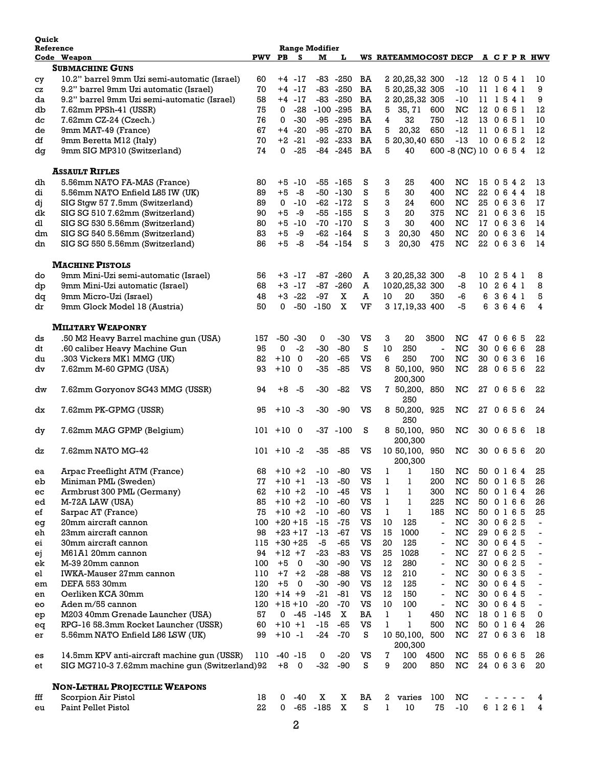| Quick Reference Code | Weapon | PWV | Range Modifier PB | S | M | L | WS | RATE | AMMO | COST | DECP | A | C | F | P | R | HWV |
|---|---|---|---|---|---|---|---|---|---|---|---|---|---|---|---|---|---|
| | **SUBMACHINE GUNS** | | | | | | | | | | | | | | | | |
| cy | 10.2" barrel 9mm Uzi semi-automatic (Israel) | 60 | +4 | -17 | -83 | -250 | BA | 2 | 20,25,32 | 300 | -12 | 12 | 0 | 5 | 4 | 1 | 10 |
| cz | 9.2" barrel 9mm Uzi automatic (Israel) | 70 | +4 | -17 | -83 | -250 | BA | 5 | 20,25,32 | 305 | -10 | 11 | 1 | 6 | 4 | 1 | 9 |
| da | 9.2" barrel 9mm Uzi semi-automatic (Israel) | 58 | +4 | -17 | -83 | -250 | BA | 2 | 20,25,32 | 305 | -10 | 11 | 1 | 5 | 4 | 1 | 9 |
| db | 7.62mm PPSh-41 (USSR) | 75 | 0 | -28 | -100 | -295 | BA | 5 | 35, 71 | 600 | NC | 12 | 0 | 6 | 5 | 1 | 12 |
| dc | 7.62mm CZ-24 (Czech.) | 76 | 0 | -30 | -95 | -295 | BA | 4 | 32 | 750 | -12 | 13 | 0 | 6 | 5 | 1 | 10 |
| de | 9mm MAT-49 (France) | 67 | +4 | -20 | -95 | -270 | BA | 5 | 20,32 | 650 | -12 | 11 | 0 | 6 | 5 | 1 | 12 |
| df | 9mm Beretta M12 (Italy) | 70 | +2 | -21 | -92 | -233 | BA | 5 | 20,30,40 | 650 | -13 | 10 | 0 | 6 | 5 | 2 | 12 |
| dg | 9mm SIG MP310 (Switzerland) | 74 | 0 | -25 | -84 | -245 | BA | 5 | 40 | 600 | -8 (NC) | 10 | 0 | 6 | 5 | 4 | 12 |
| | **ASSAULT RIFLES** | | | | | | | | | | | | | | | | |
| dh | 5.56mm NATO FA-MAS (France) | 80 | +5 | -10 | -55 | -165 | S | 3 | 25 | 400 | NC | 15 | 0 | 5 | 4 | 2 | 13 |
| di | 5.56mm NATO Enfield L85 IW (UK) | 89 | +5 | -8 | -50 | -130 | S | 5 | 30 | 400 | NC | 22 | 0 | 6 | 4 | 4 | 18 |
| dj | SIG Stgw 57 7.5mm (Switzerland) | 89 | 0 | -10 | -62 | -172 | S | 3 | 24 | 600 | NC | 25 | 0 | 6 | 3 | 6 | 17 |
| dk | SIG SG 510 7.62mm (Switzerland) | 90 | +5 | -9 | -55 | -155 | S | 3 | 20 | 375 | NC | 21 | 0 | 6 | 3 | 6 | 15 |
| dl | SIG SG 530 5.56mm (Switzerland) | 80 | +5 | -10 | -70 | -170 | S | 3 | 30 | 400 | NC | 17 | 0 | 6 | 3 | 6 | 14 |
| dm | SIG SG 540 5.56mm (Switzerland) | 83 | +5 | -9 | -62 | -164 | S | 3 | 20,30 | 450 | NC | 20 | 0 | 6 | 3 | 6 | 14 |
| dn | SIG SG 550 5.56mm (Switzerland) | 86 | +5 | -8 | -54 | -154 | S | 3 | 20,30 | 475 | NC | 22 | 0 | 6 | 3 | 6 | 14 |
| | **MACHINE PISTOLS** | | | | | | | | | | | | | | | | |
| do | 9mm Mini-Uzi semi-automatic (Israel) | 56 | +3 | -17 | -87 | -260 | A | 3 | 20,25,32 | 300 | -8 | 10 | 2 | 5 | 4 | 1 | 8 |
| dp | 9mm Mini-Uzi automatic (Israel) | 68 | +3 | -17 | -87 | -260 | A | 10 | 20,25,32 | 300 | -8 | 10 | 2 | 6 | 4 | 1 | 8 |
| dq | 9mm Micro-Uzi (Israel) | 48 | +3 | -22 | -97 | X | A | 10 | 20 | 350 | -6 | 6 | 3 | 6 | 4 | 1 | 5 |
| dr | 9mm Glock Model 18 (Austria) | 50 | 0 | -50 | -150 | X | VF | 3 | 17,19,33 | 400 | -5 | 6 | 3 | 6 | 4 | 6 | 4 |
| | **MILITARY WEAPONRY** | | | | | | | | | | | | | | | | |
| ds | .50 M2 Heavy Barrel machine gun (USA) | 157 | -50 | -30 | 0 | -30 | VS | 3 | 20 | 3500 | NC | 47 | 0 | 6 | 6 | 5 | 22 |
| dt | .60 caliber Heavy Machine Gun | 95 | 0 | -2 | -30 | -80 | S | 10 | 250 | - | NC | 30 | 0 | 6 | 6 | 6 | 28 |
| du | .303 Vickers MK1 MMG (UK) | 82 | +10 | 0 | -20 | -65 | VS | 6 | 250 | 700 | NC | 30 | 0 | 6 | 3 | 6 | 16 |
| dv | 7.62mm M-60 GPMG (USA) | 93 | +10 | 0 | -35 | -85 | VS | 8 | 50,100, 200,300 | 950 | NC | 28 | 0 | 6 | 5 | 6 | 22 |
| dw | 7.62mm Goryonov SG43 MMG (USSR) | 94 | +8 | -5 | -30 | -82 | VS | 7 | 50,200, 250 | 850 | NC | 27 | 0 | 6 | 5 | 6 | 22 |
| dx | 7.62mm PK-GPMG (USSR) | 95 | +10 | -3 | -30 | -90 | VS | 8 | 50,200, 250 | 925 | NC | 27 | 0 | 6 | 5 | 6 | 24 |
| dy | 7.62mm MAG GPMP (Belgium) | 101 | +10 | 0 | -37 | -100 | S | 8 | 50,100, 200,300 | 950 | NC | 30 | 0 | 6 | 5 | 6 | 18 |
| dz | 7.62mm NATO MG-42 | 101 | +10 | -2 | -35 | -85 | VS | 10 | 50,100, 200,300 | 950 | NC | 30 | 0 | 6 | 5 | 6 | 20 |
| ea | Arpac Freeflight ATM (France) | 68 | +10 | +2 | -10 | -80 | VS | 1 | 1 | 150 | NC | 50 | 0 | 1 | 6 | 4 | 25 |
| eb | Miniman PML (Sweden) | 77 | +10 | +1 | -13 | -50 | VS | 1 | 1 | 200 | NC | 50 | 0 | 1 | 6 | 5 | 26 |
| ec | Armbrust 300 PML (Germany) | 62 | +10 | +2 | -10 | -45 | VS | 1 | 1 | 300 | NC | 50 | 0 | 1 | 6 | 4 | 26 |
| ed | M-72A LAW (USA) | 85 | +10 | +2 | -10 | -60 | VS | 1 | 1 | 225 | NC | 50 | 0 | 1 | 6 | 6 | 26 |
| ef | Sarpac AT (France) | 75 | +10 | +2 | -10 | -60 | VS | 1 | 1 | 185 | NC | 50 | 0 | 1 | 6 | 5 | 25 |
| eg | 20mm aircraft cannon | 100 | +20 | +15 | -15 | -75 | VS | 10 | 125 | - | NC | 30 | 0 | 6 | 2 | 5 | - |
| eh | 23mm aircraft cannon | 98 | +23 | +17 | -13 | -67 | VS | 15 | 1000 | - | NC | 29 | 0 | 6 | 2 | 5 | - |
| ei | 30mm aircraft cannon | 115 | +30 | +25 | -5 | -65 | VS | 20 | 125 | - | NC | 30 | 0 | 6 | 4 | 5 | - |
| ej | M61A1 20mm cannon | 94 | +12 | +7 | -23 | -83 | VS | 25 | 1028 | - | NC | 27 | 0 | 6 | 2 | 5 | - |
| ek | M-39 20mm cannon | 100 | +5 | 0 | -30 | -90 | VS | 12 | 280 | - | NC | 30 | 0 | 6 | 2 | 5 | - |
| el | IWKA-Mauser 27mm cannon | 110 | +7 | +2 | -28 | -88 | VS | 12 | 210 | - | NC | 30 | 0 | 6 | 3 | 5 | - |
| em | DEFA 553 30mm | 120 | +5 | 0 | -30 | -90 | VS | 12 | 125 | - | NC | 30 | 0 | 6 | 4 | 5 | - |
| en | Oerliken KCA 30mm | 120 | +14 | +9 | -21 | -81 | VS | 12 | 150 | - | NC | 30 | 0 | 6 | 4 | 5 | - |
| eo | Aden m/55 cannon | 120 | +15 | +10 | -20 | -70 | VS | 10 | 100 | - | NC | 30 | 0 | 6 | 4 | 5 | - |
| ep | M203 40mm Grenade Launcher (USA) | 57 | 0 | -45 | -145 | X | BA | 1 | 1 | 450 | NC | 18 | 0 | 1 | 6 | 5 | 0 |
| eq | RPG-16 58.3mm Rocket Launcher (USSR) | 60 | +10 | +1 | -15 | -65 | VS | 1 | 1 | 500 | NC | 50 | 0 | 1 | 6 | 4 | 26 |
| er | 5.56mm NATO Enfield L86 LSW (UK) | 99 | +10 | -1 | -24 | -70 | S | 10 | 50,100, 200,300 | 500 | NC | 27 | 0 | 6 | 3 | 6 | 18 |
| es | 14.5mm KPV anti-aircraft machine gun (USSR) | 110 | -40 | -15 | 0 | -20 | VS | 7 | 100 | 4500 | NC | 55 | 0 | 6 | 6 | 5 | 26 |
| et | SIG MG710-3 7.62mm machine gun (Switzerland) | 92 | +8 | 0 | -32 | -90 | S | 9 | 200 | 850 | NC | 24 | 0 | 6 | 3 | 6 | 20 |
| | **NON-LETHAL PROJECTILE WEAPONS** | | | | | | | | | | | | | | | | |
| fff | Scorpion Air Pistol | 18 | 0 | -40 | X | X | BA | 2 | varies | 100 | NC | - | - | - | - | - | 4 |
| eu | Paint Pellet Pistol | 22 | 0 | -65 | -185 | X | S | 1 | 10 | 75 | -10 | 6 | 1 | 2 | 6 | 1 | 4 |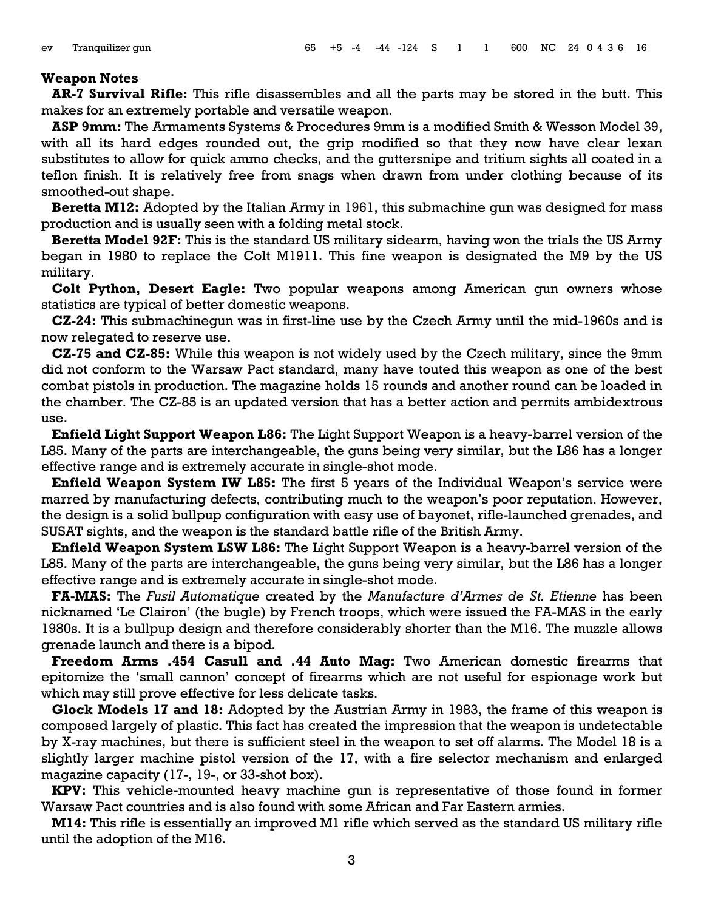| ev | Tranquilizer gun | 65 | +5 | -4 | -44 | -124 | S | 1 | 1 | 600 | NC | 24 | 0 4 3 6 | 16 |
|---|---|---|---|---|---|---|---|---|---|---|---|---|---|---|

**Weapon Notes**

**AR-7 Survival Rifle:** This rifle disassembles and all the parts may be stored in the butt. This makes for an extremely portable and versatile weapon.

**ASP 9mm:** The Armaments Systems & Procedures 9mm is a modified Smith & Wesson Model 39, with all its hard edges rounded out, the grip modified so that they now have clear lexan substitutes to allow for quick ammo checks, and the guttersnipe and tritium sights all coated in a teflon finish. It is relatively free from snags when drawn from under clothing because of its smoothed-out shape.

**Beretta M12:** Adopted by the Italian Army in 1961, this submachine gun was designed for mass production and is usually seen with a folding metal stock.

**Beretta Model 92F:** This is the standard US military sidearm, having won the trials the US Army began in 1980 to replace the Colt M1911. This fine weapon is designated the M9 by the US military.

**Colt Python, Desert Eagle:** Two popular weapons among American gun owners whose statistics are typical of better domestic weapons.

**CZ-24:** This submachinegun was in first-line use by the Czech Army until the mid-1960s and is now relegated to reserve use.

**CZ-75 and CZ-85:** While this weapon is not widely used by the Czech military, since the 9mm did not conform to the Warsaw Pact standard, many have touted this weapon as one of the best combat pistols in production. The magazine holds 15 rounds and another round can be loaded in the chamber. The CZ-85 is an updated version that has a better action and permits ambidextrous use.

**Enfield Light Support Weapon L86:** The Light Support Weapon is a heavy-barrel version of the L85. Many of the parts are interchangeable, the guns being very similar, but the L86 has a longer effective range and is extremely accurate in single-shot mode.

**Enfield Weapon System IW L85:** The first 5 years of the Individual Weapon's service were marred by manufacturing defects, contributing much to the weapon's poor reputation. However, the design is a solid bullpup configuration with easy use of bayonet, rifle-launched grenades, and SUSAT sights, and the weapon is the standard battle rifle of the British Army.

**Enfield Weapon System LSW L86:** The Light Support Weapon is a heavy-barrel version of the L85. Many of the parts are interchangeable, the guns being very similar, but the L86 has a longer effective range and is extremely accurate in single-shot mode.

**FA-MAS:** The *Fusil Automatique* created by the *Manufacture d'Armes de St. Etienne* has been nicknamed 'Le Clairon' (the bugle) by French troops, which were issued the FA-MAS in the early 1980s. It is a bullpup design and therefore considerably shorter than the M16. The muzzle allows grenade launch and there is a bipod.

**Freedom Arms .454 Casull and .44 Auto Mag:** Two American domestic firearms that epitomize the 'small cannon' concept of firearms which are not useful for espionage work but which may still prove effective for less delicate tasks.

**Glock Models 17 and 18:** Adopted by the Austrian Army in 1983, the frame of this weapon is composed largely of plastic. This fact has created the impression that the weapon is undetectable by X-ray machines, but there is sufficient steel in the weapon to set off alarms. The Model 18 is a slightly larger machine pistol version of the 17, with a fire selector mechanism and enlarged magazine capacity (17-, 19-, or 33-shot box).

**KPV:** This vehicle-mounted heavy machine gun is representative of those found in former Warsaw Pact countries and is also found with some African and Far Eastern armies.

**M14:** This rifle is essentially an improved M1 rifle which served as the standard US military rifle until the adoption of the M16.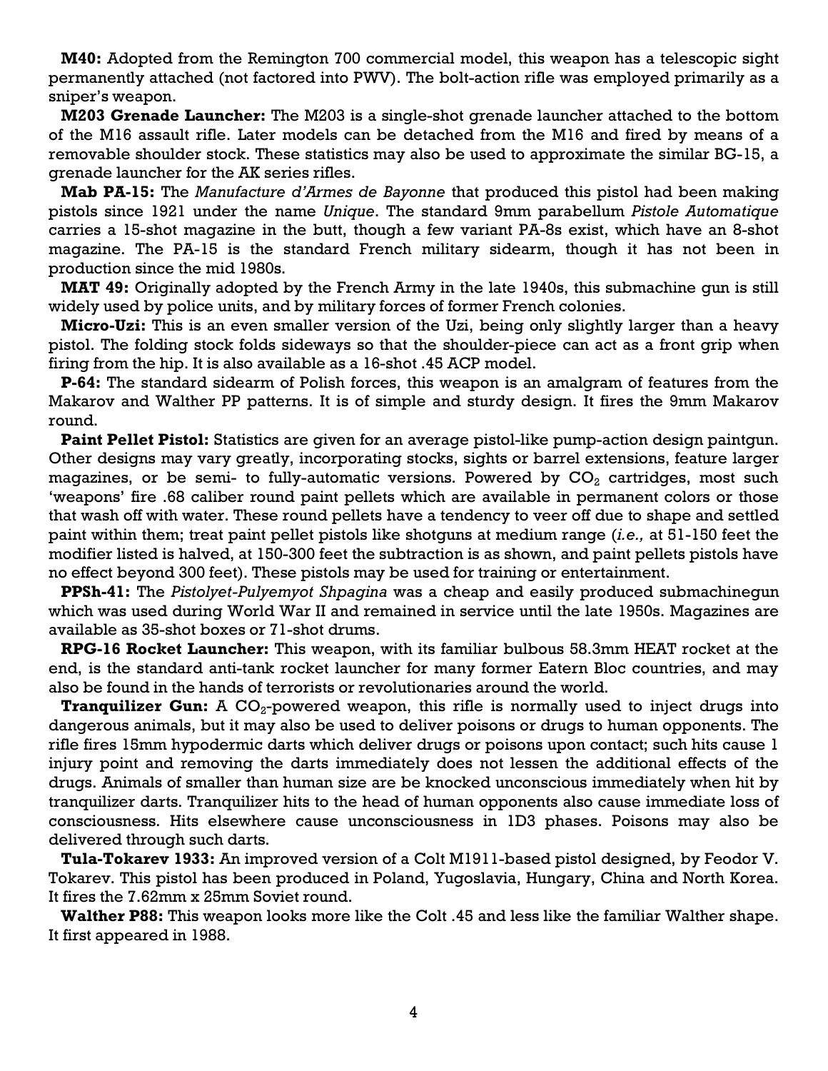**M40:** Adopted from the Remington 700 commercial model, this weapon has a telescopic sight permanently attached (not factored into PWV). The bolt-action rifle was employed primarily as a sniper's weapon.

**M203 Grenade Launcher:** The M203 is a single-shot grenade launcher attached to the bottom of the M16 assault rifle. Later models can be detached from the M16 and fired by means of a removable shoulder stock. These statistics may also be used to approximate the similar BG-15, a grenade launcher for the AK series rifles.

**Mab PA-15:** The *Manufacture d'Armes de Bayonne* that produced this pistol had been making pistols since 1921 under the name *Unique*. The standard 9mm parabellum *Pistole Automatique* carries a 15-shot magazine in the butt, though a few variant PA-8s exist, which have an 8-shot magazine. The PA-15 is the standard French military sidearm, though it has not been in production since the mid 1980s.

**MAT 49:** Originally adopted by the French Army in the late 1940s, this submachine gun is still widely used by police units, and by military forces of former French colonies.

**Micro-Uzi:** This is an even smaller version of the Uzi, being only slightly larger than a heavy pistol. The folding stock folds sideways so that the shoulder-piece can act as a front grip when firing from the hip. It is also available as a 16-shot .45 ACP model.

**P-64:** The standard sidearm of Polish forces, this weapon is an amalgram of features from the Makarov and Walther PP patterns. It is of simple and sturdy design. It fires the 9mm Makarov round.

**Paint Pellet Pistol:** Statistics are given for an average pistol-like pump-action design paintgun. Other designs may vary greatly, incorporating stocks, sights or barrel extensions, feature larger magazines, or be semi- to fully-automatic versions. Powered by $CO_2$ cartridges, most such 'weapons' fire .68 caliber round paint pellets which are available in permanent colors or those that wash off with water. These round pellets have a tendency to veer off due to shape and settled paint within them; treat paint pellet pistols like shotguns at medium range (*i.e.,* at 51-150 feet the modifier listed is halved, at 150-300 feet the subtraction is as shown, and paint pellets pistols have no effect beyond 300 feet). These pistols may be used for training or entertainment.

**PPSh-41:** The *Pistolyet-Pulyemyot Shpagina* was a cheap and easily produced submachinegun which was used during World War II and remained in service until the late 1950s. Magazines are available as 35-shot boxes or 71-shot drums.

**RPG-16 Rocket Launcher:** This weapon, with its familiar bulbous 58.3mm HEAT rocket at the end, is the standard anti-tank rocket launcher for many former Eatern Bloc countries, and may also be found in the hands of terrorists or revolutionaries around the world.

**Tranquilizer Gun:** A $CO_2$-powered weapon, this rifle is normally used to inject drugs into dangerous animals, but it may also be used to deliver poisons or drugs to human opponents. The rifle fires 15mm hypodermic darts which deliver drugs or poisons upon contact; such hits cause 1 injury point and removing the darts immediately does not lessen the additional effects of the drugs. Animals of smaller than human size are be knocked unconscious immediately when hit by tranquilizer darts. Tranquilizer hits to the head of human opponents also cause immediate loss of consciousness. Hits elsewhere cause unconsciousness in 1D3 phases. Poisons may also be delivered through such darts.

**Tula-Tokarev 1933:** An improved version of a Colt M1911-based pistol designed, by Feodor V. Tokarev. This pistol has been produced in Poland, Yugoslavia, Hungary, China and North Korea. It fires the 7.62mm x 25mm Soviet round.

**Walther P88:** This weapon looks more like the Colt .45 and less like the familiar Walther shape. It first appeared in 1988.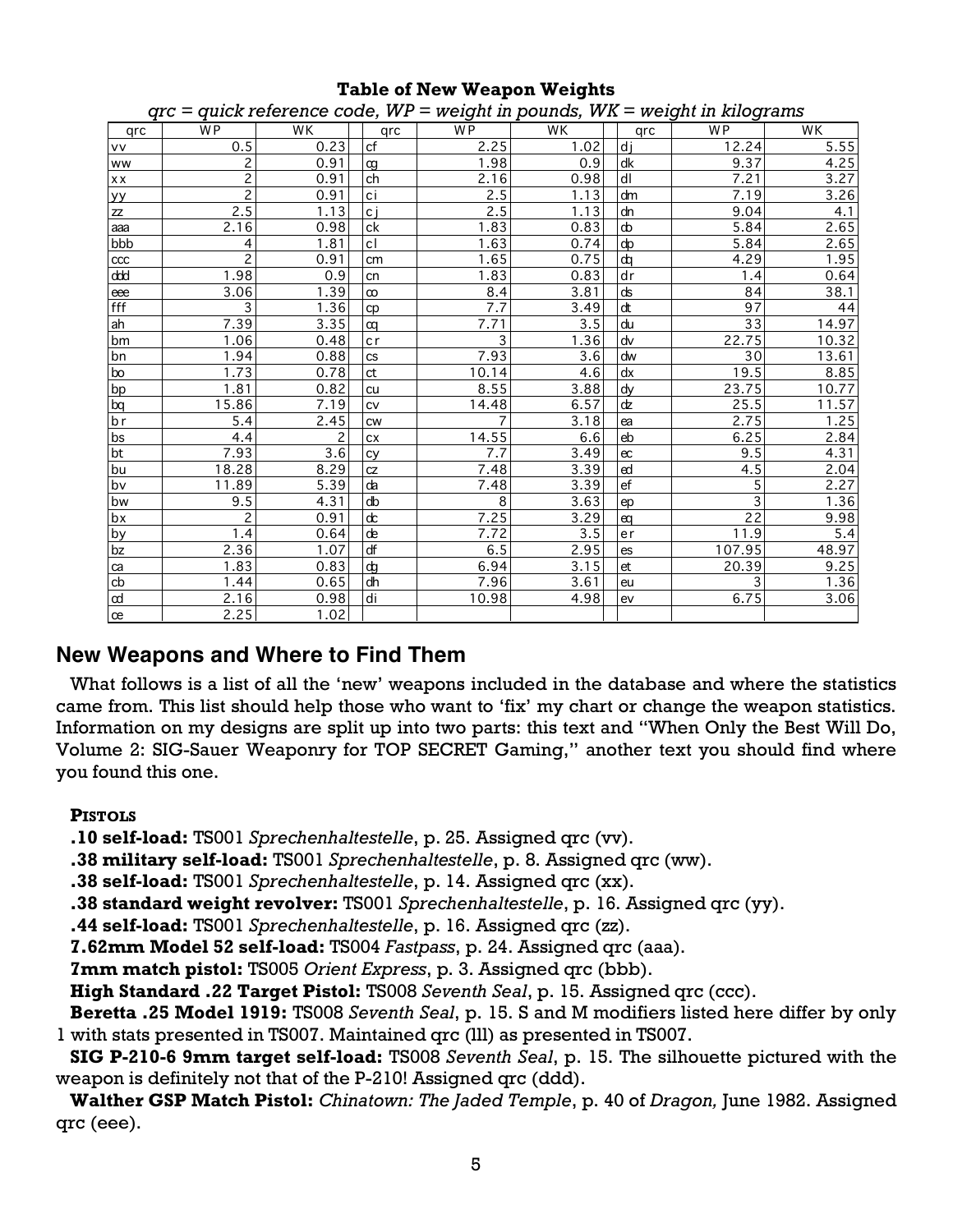**Table of New Weapon Weights**

*qrc = quick reference code, WP = weight in pounds, WK = weight in kilograms*

| qrc | WP | WK | qrc | WP | WK | qrc | WP | WK |
|---|---|---|---|---|---|---|---|---|
| vv | 0.5 | 0.23 | cf | 2.25 | 1.02 | dj | 12.24 | 5.55 |
| ww | 2 | 0.91 | cg | 1.98 | 0.9 | dk | 9.37 | 4.25 |
| xx | 2 | 0.91 | ch | 2.16 | 0.98 | dl | 7.21 | 3.27 |
| yy | 2 | 0.91 | ci | 2.5 | 1.13 | dm | 7.19 | 3.26 |
| zz | 2.5 | 1.13 | cj | 2.5 | 1.13 | dn | 9.04 | 4.1 |
| aaa | 2.16 | 0.98 | ck | 1.83 | 0.83 | do | 5.84 | 2.65 |
| bbb | 4 | 1.81 | cl | 1.63 | 0.74 | dp | 5.84 | 2.65 |
| ccc | 2 | 0.91 | cm | 1.65 | 0.75 | dq | 4.29 | 1.95 |
| ddd | 1.98 | 0.9 | cn | 1.83 | 0.83 | dr | 1.4 | 0.64 |
| eee | 3.06 | 1.39 | co | 8.4 | 3.81 | ds | 84 | 38.1 |
| fff | 3 | 1.36 | cp | 7.7 | 3.49 | dt | 97 | 44 |
| ah | 7.39 | 3.35 | cq | 7.71 | 3.5 | du | 33 | 14.97 |
| bm | 1.06 | 0.48 | cr | 3 | 1.36 | dv | 22.75 | 10.32 |
| bn | 1.94 | 0.88 | cs | 7.93 | 3.6 | dw | 30 | 13.61 |
| bo | 1.73 | 0.78 | ct | 10.14 | 4.6 | dx | 19.5 | 8.85 |
| bp | 1.81 | 0.82 | cu | 8.55 | 3.88 | dy | 23.75 | 10.77 |
| bq | 15.86 | 7.19 | cv | 14.48 | 6.57 | dz | 25.5 | 11.57 |
| br | 5.4 | 2.45 | cw | 7 | 3.18 | ea | 2.75 | 1.25 |
| bs | 4.4 | 2 | cx | 14.55 | 6.6 | eb | 6.25 | 2.84 |
| bt | 7.93 | 3.6 | cy | 7.7 | 3.49 | ec | 9.5 | 4.31 |
| bu | 18.28 | 8.29 | cz | 7.48 | 3.39 | ed | 4.5 | 2.04 |
| bv | 11.89 | 5.39 | da | 7.48 | 3.39 | ef | 5 | 2.27 |
| bw | 9.5 | 4.31 | db | 8 | 3.63 | ep | 3 | 1.36 |
| bx | 2 | 0.91 | dc | 7.25 | 3.29 | eq | 22 | 9.98 |
| by | 1.4 | 0.64 | de | 7.72 | 3.5 | er | 11.9 | 5.4 |
| bz | 2.36 | 1.07 | df | 6.5 | 2.95 | es | 107.95 | 48.97 |
| ca | 1.83 | 0.83 | dg | 6.94 | 3.15 | et | 20.39 | 9.25 |
| cb | 1.44 | 0.65 | dh | 7.96 | 3.61 | eu | 3 | 1.36 |
| cd | 2.16 | 0.98 | di | 10.98 | 4.98 | ev | 6.75 | 3.06 |
| ce | 2.25 | 1.02 | | | | | | |

## New Weapons and Where to Find Them

What follows is a list of all the 'new' weapons included in the database and where the statistics came from. This list should help those who want to 'fix' my chart or change the weapon statistics. Information on my designs are split up into two parts: this text and "When Only the Best Will Do, Volume 2: SIG-Sauer Weaponry for TOP SECRET Gaming," another text you should find where you found this one.

**Pistols**

**.10 self-load:** TS001 *Sprechenhaltestelle*, p. 25. Assigned qrc (vv).

**.38 military self-load:** TS001 *Sprechenhaltestelle*, p. 8. Assigned qrc (ww).

**.38 self-load:** TS001 *Sprechenhaltestelle*, p. 14. Assigned qrc (xx).

**.38 standard weight revolver:** TS001 *Sprechenhaltestelle*, p. 16. Assigned qrc (yy).

**.44 self-load:** TS001 *Sprechenhaltestelle*, p. 16. Assigned qrc (zz).

**7.62mm Model 52 self-load:** TS004 *Fastpass*, p. 24. Assigned qrc (aaa).

**7mm match pistol:** TS005 *Orient Express*, p. 3. Assigned qrc (bbb).

**High Standard .22 Target Pistol:** TS008 *Seventh Seal*, p. 15. Assigned qrc (ccc).

**Beretta .25 Model 1919:** TS008 *Seventh Seal*, p. 15. S and M modifiers listed here differ by only 1 with stats presented in TS007. Maintained qrc (lll) as presented in TS007.

**SIG P-210-6 9mm target self-load:** TS008 *Seventh Seal*, p. 15. The silhouette pictured with the weapon is definitely not that of the P-210! Assigned qrc (ddd).

**Walther GSP Match Pistol:** *Chinatown: The Jaded Temple*, p. 40 of *Dragon,* June 1982. Assigned qrc (eee).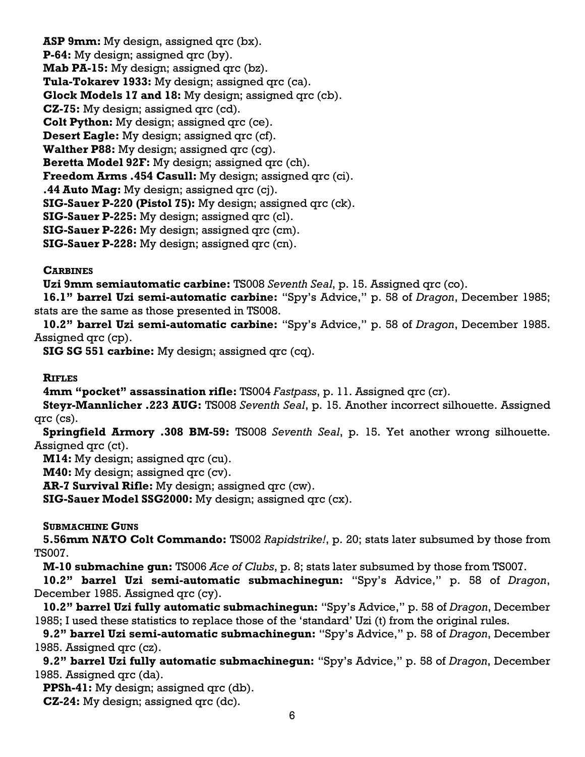**ASP 9mm:** My design, assigned qrc (bx).
**P-64:** My design; assigned qrc (by).
**Mab PA-15:** My design; assigned qrc (bz).
**Tula-Tokarev 1933:** My design; assigned qrc (ca).
**Glock Models 17 and 18:** My design; assigned qrc (cb).
**CZ-75:** My design; assigned qrc (cd).
**Colt Python:** My design; assigned qrc (ce).
**Desert Eagle:** My design; assigned qrc (cf).
**Walther P88:** My design; assigned qrc (cg).
**Beretta Model 92F:** My design; assigned qrc (ch).
**Freedom Arms .454 Casull:** My design; assigned qrc (ci).
**.44 Auto Mag:** My design; assigned qrc (cj).
**SIG-Sauer P-220 (Pistol 75):** My design; assigned qrc (ck).
**SIG-Sauer P-225:** My design; assigned qrc (cl).
**SIG-Sauer P-226:** My design; assigned qrc (cm).
**SIG-Sauer P-228:** My design; assigned qrc (cn).

### Carbines

**Uzi 9mm semiautomatic carbine:** TS008 *Seventh Seal*, p. 15. Assigned qrc (co).

**16.1" barrel Uzi semi-automatic carbine:** "Spy's Advice," p. 58 of *Dragon*, December 1985; stats are the same as those presented in TS008.

**10.2" barrel Uzi semi-automatic carbine:** "Spy's Advice," p. 58 of *Dragon*, December 1985. Assigned qrc (cp).

**SIG SG 551 carbine:** My design; assigned qrc (cq).

### Rifles

**4mm "pocket" assassination rifle:** TS004 *Fastpass*, p. 11. Assigned qrc (cr).

**Steyr-Mannlicher .223 AUG:** TS008 *Seventh Seal*, p. 15. Another incorrect silhouette. Assigned qrc (cs).

**Springfield Armory .308 BM-59:** TS008 *Seventh Seal*, p. 15. Yet another wrong silhouette. Assigned qrc (ct).

**M14:** My design; assigned qrc (cu).
**M40:** My design; assigned qrc (cv).
**AR-7 Survival Rifle:** My design; assigned qrc (cw).
**SIG-Sauer Model SSG2000:** My design; assigned qrc (cx).

### Submachine Guns

**5.56mm NATO Colt Commando:** TS002 *Rapidstrike!*, p. 20; stats later subsumed by those from TS007.

**M-10 submachine gun:** TS006 *Ace of Clubs*, p. 8; stats later subsumed by those from TS007.

**10.2" barrel Uzi semi-automatic submachinegun:** "Spy's Advice," p. 58 of *Dragon*, December 1985. Assigned qrc (cy).

**10.2" barrel Uzi fully automatic submachinegun:** "Spy's Advice," p. 58 of *Dragon*, December 1985; I used these statistics to replace those of the 'standard' Uzi (t) from the original rules.

**9.2" barrel Uzi semi-automatic submachinegun:** "Spy's Advice," p. 58 of *Dragon*, December 1985. Assigned qrc (cz).

**9.2" barrel Uzi fully automatic submachinegun:** "Spy's Advice," p. 58 of *Dragon*, December 1985. Assigned qrc (da).

**PPSh-41:** My design; assigned qrc (db).
**CZ-24:** My design; assigned qrc (dc).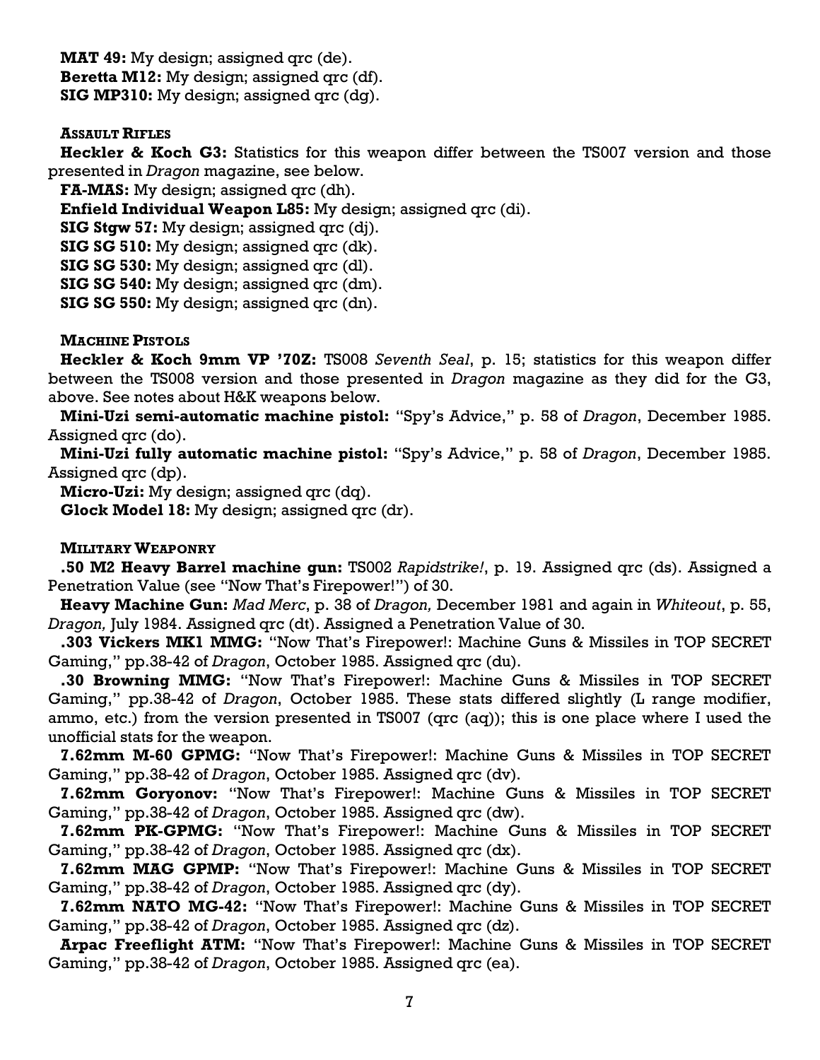**MAT 49:** My design; assigned qrc (de).
**Beretta M12:** My design; assigned qrc (df).
**SIG MP310:** My design; assigned qrc (dg).

#### Assault Rifles

**Heckler & Koch G3:** Statistics for this weapon differ between the TS007 version and those presented in *Dragon* magazine, see below.

**FA-MAS:** My design; assigned qrc (dh).

**Enfield Individual Weapon L85:** My design; assigned qrc (di).

**SIG Stgw 57:** My design; assigned qrc (dj).

**SIG SG 510:** My design; assigned qrc (dk).

**SIG SG 530:** My design; assigned qrc (dl).

**SIG SG 540:** My design; assigned qrc (dm).

**SIG SG 550:** My design; assigned qrc (dn).

#### Machine Pistols

**Heckler & Koch 9mm VP '70Z:** TS008 *Seventh Seal*, p. 15; statistics for this weapon differ between the TS008 version and those presented in *Dragon* magazine as they did for the G3, above. See notes about H&K weapons below.

**Mini-Uzi semi-automatic machine pistol:** "Spy's Advice," p. 58 of *Dragon*, December 1985. Assigned qrc (do).

**Mini-Uzi fully automatic machine pistol:** "Spy's Advice," p. 58 of *Dragon*, December 1985. Assigned qrc (dp).

**Micro-Uzi:** My design; assigned qrc (dq).

**Glock Model 18:** My design; assigned qrc (dr).

#### Military Weaponry

**.50 M2 Heavy Barrel machine gun:** TS002 *Rapidstrike!*, p. 19. Assigned qrc (ds). Assigned a Penetration Value (see "Now That's Firepower!") of 30.

**Heavy Machine Gun:** *Mad Merc*, p. 38 of *Dragon,* December 1981 and again in *Whiteout*, p. 55, *Dragon,* July 1984. Assigned qrc (dt). Assigned a Penetration Value of 30.

**.303 Vickers MK1 MMG:** "Now That's Firepower!: Machine Guns & Missiles in TOP SECRET Gaming," pp.38-42 of *Dragon*, October 1985. Assigned qrc (du).

**.30 Browning MMG:** "Now That's Firepower!: Machine Guns & Missiles in TOP SECRET Gaming," pp.38-42 of *Dragon*, October 1985. These stats differed slightly (L range modifier, ammo, etc.) from the version presented in TS007 (qrc (aq)); this is one place where I used the unofficial stats for the weapon.

**7.62mm M-60 GPMG:** "Now That's Firepower!: Machine Guns & Missiles in TOP SECRET Gaming," pp.38-42 of *Dragon*, October 1985. Assigned qrc (dv).

**7.62mm Goryonov:** "Now That's Firepower!: Machine Guns & Missiles in TOP SECRET Gaming," pp.38-42 of *Dragon*, October 1985. Assigned qrc (dw).

**7.62mm PK-GPMG:** "Now That's Firepower!: Machine Guns & Missiles in TOP SECRET Gaming," pp.38-42 of *Dragon*, October 1985. Assigned qrc (dx).

**7.62mm MAG GPMP:** "Now That's Firepower!: Machine Guns & Missiles in TOP SECRET Gaming," pp.38-42 of *Dragon*, October 1985. Assigned qrc (dy).

**7.62mm NATO MG-42:** "Now That's Firepower!: Machine Guns & Missiles in TOP SECRET Gaming," pp.38-42 of *Dragon*, October 1985. Assigned qrc (dz).

**Arpac Freeflight ATM:** "Now That's Firepower!: Machine Guns & Missiles in TOP SECRET Gaming," pp.38-42 of *Dragon*, October 1985. Assigned qrc (ea).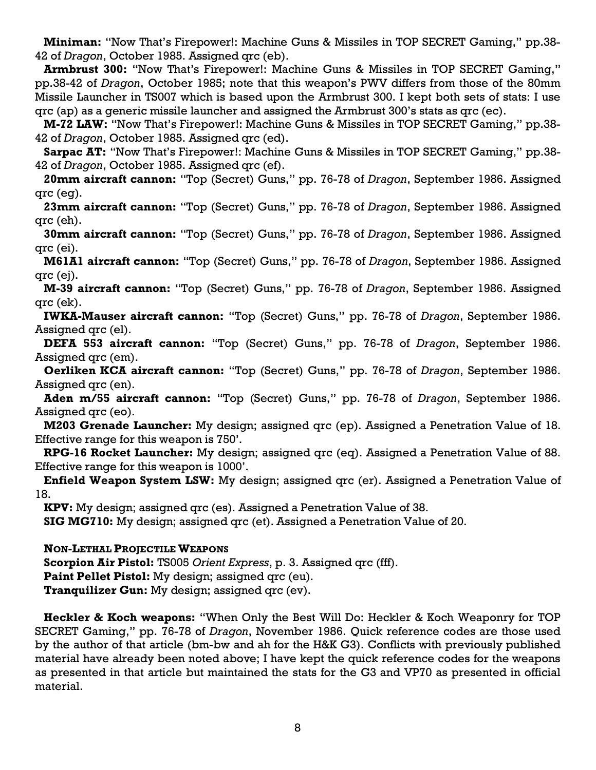**Miniman:** "Now That's Firepower!: Machine Guns & Missiles in TOP SECRET Gaming," pp.38-42 of *Dragon*, October 1985. Assigned qrc (eb).

**Armbrust 300:** "Now That's Firepower!: Machine Guns & Missiles in TOP SECRET Gaming," pp.38-42 of *Dragon*, October 1985; note that this weapon's PWV differs from those of the 80mm Missile Launcher in TS007 which is based upon the Armbrust 300. I kept both sets of stats: I use qrc (ap) as a generic missile launcher and assigned the Armbrust 300's stats as qrc (ec).

**M-72 LAW:** "Now That's Firepower!: Machine Guns & Missiles in TOP SECRET Gaming," pp.38-42 of *Dragon*, October 1985. Assigned qrc (ed).

**Sarpac AT:** "Now That's Firepower!: Machine Guns & Missiles in TOP SECRET Gaming," pp.38-42 of *Dragon*, October 1985. Assigned qrc (ef).

**20mm aircraft cannon:** "Top (Secret) Guns," pp. 76-78 of *Dragon*, September 1986. Assigned qrc (eg).

**23mm aircraft cannon:** "Top (Secret) Guns," pp. 76-78 of *Dragon*, September 1986. Assigned qrc (eh).

**30mm aircraft cannon:** "Top (Secret) Guns," pp. 76-78 of *Dragon*, September 1986. Assigned qrc (ei).

**M61A1 aircraft cannon:** "Top (Secret) Guns," pp. 76-78 of *Dragon*, September 1986. Assigned qrc (ej).

**M-39 aircraft cannon:** "Top (Secret) Guns," pp. 76-78 of *Dragon*, September 1986. Assigned qrc (ek).

**IWKA-Mauser aircraft cannon:** "Top (Secret) Guns," pp. 76-78 of *Dragon*, September 1986. Assigned qrc (el).

**DEFA 553 aircraft cannon:** "Top (Secret) Guns," pp. 76-78 of *Dragon*, September 1986. Assigned qrc (em).

**Oerliken KCA aircraft cannon:** "Top (Secret) Guns," pp. 76-78 of *Dragon*, September 1986. Assigned qrc (en).

**Aden m/55 aircraft cannon:** "Top (Secret) Guns," pp. 76-78 of *Dragon*, September 1986. Assigned qrc (eo).

**M203 Grenade Launcher:** My design; assigned qrc (ep). Assigned a Penetration Value of 18. Effective range for this weapon is 750'.

**RPG-16 Rocket Launcher:** My design; assigned qrc (eq). Assigned a Penetration Value of 88. Effective range for this weapon is 1000'.

**Enfield Weapon System LSW:** My design; assigned qrc (er). Assigned a Penetration Value of 18.

**KPV:** My design; assigned qrc (es). Assigned a Penetration Value of 38.

**SIG MG710:** My design; assigned qrc (et). Assigned a Penetration Value of 20.

**NON-LETHAL PROJECTILE WEAPONS**

**Scorpion Air Pistol:** TS005 *Orient Express*, p. 3. Assigned qrc (fff).

**Paint Pellet Pistol:** My design; assigned qrc (eu).

**Tranquilizer Gun:** My design; assigned qrc (ev).

**Heckler & Koch weapons:** "When Only the Best Will Do: Heckler & Koch Weaponry for TOP SECRET Gaming," pp. 76-78 of *Dragon*, November 1986. Quick reference codes are those used by the author of that article (bm-bw and ah for the H&K G3). Conflicts with previously published material have already been noted above; I have kept the quick reference codes for the weapons as presented in that article but maintained the stats for the G3 and VP70 as presented in official material.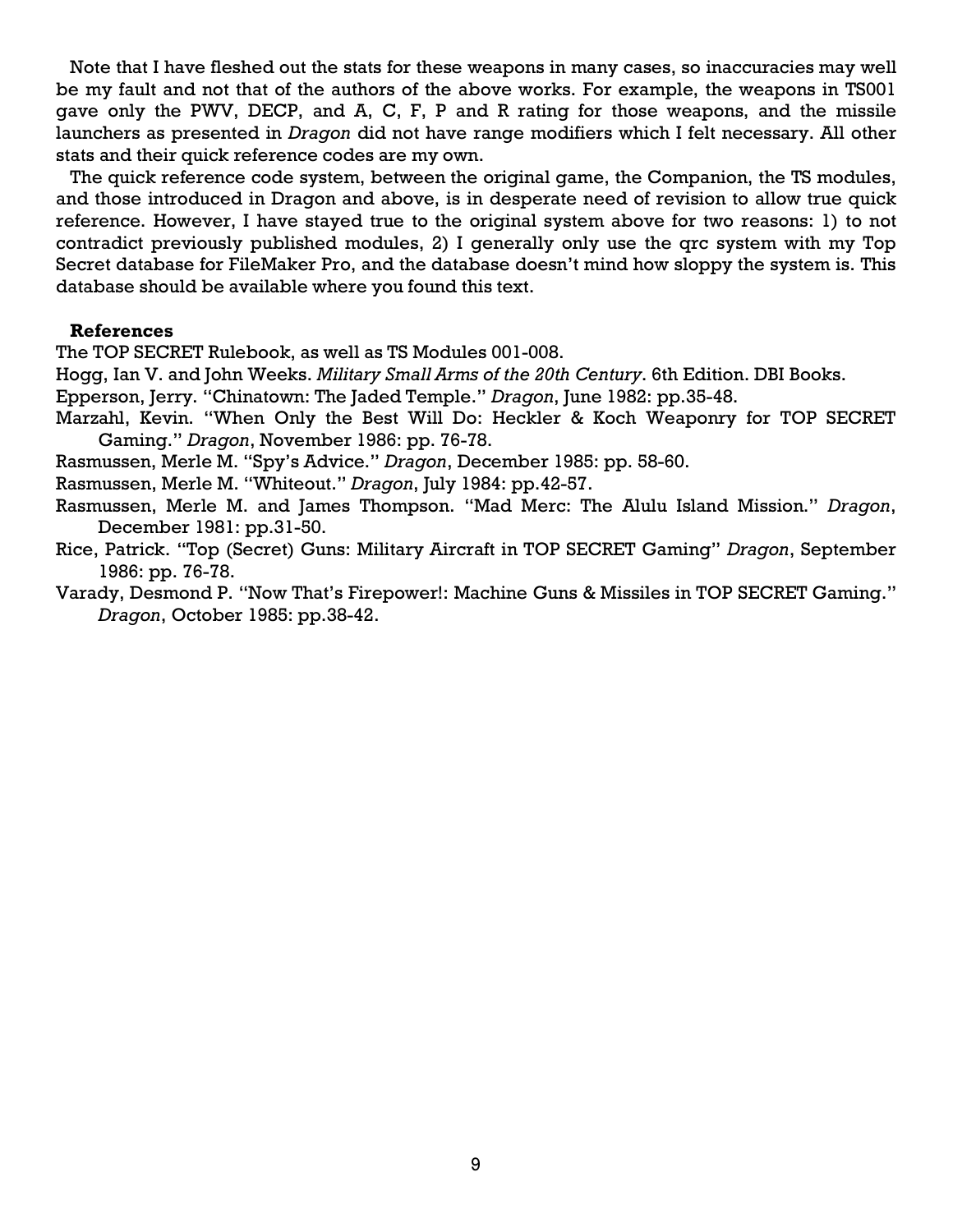Note that I have fleshed out the stats for these weapons in many cases, so inaccuracies may well be my fault and not that of the authors of the above works. For example, the weapons in TS001 gave only the PWV, DECP, and A, C, F, P and R rating for those weapons, and the missile launchers as presented in *Dragon* did not have range modifiers which I felt necessary. All other stats and their quick reference codes are my own.

The quick reference code system, between the original game, the Companion, the TS modules, and those introduced in Dragon and above, is in desperate need of revision to allow true quick reference. However, I have stayed true to the original system above for two reasons: 1) to not contradict previously published modules, 2) I generally only use the qrc system with my Top Secret database for FileMaker Pro, and the database doesn't mind how sloppy the system is. This database should be available where you found this text.

**References**

The TOP SECRET Rulebook, as well as TS Modules 001-008.

Hogg, Ian V. and John Weeks. *Military Small Arms of the 20th Century*. 6th Edition. DBI Books.

Epperson, Jerry. "Chinatown: The Jaded Temple." *Dragon*, June 1982: pp.35-48.

Marzahl, Kevin. "When Only the Best Will Do: Heckler & Koch Weaponry for TOP SECRET Gaming." *Dragon*, November 1986: pp. 76-78.

Rasmussen, Merle M. "Spy's Advice." *Dragon*, December 1985: pp. 58-60.

Rasmussen, Merle M. "Whiteout." *Dragon*, July 1984: pp.42-57.

Rasmussen, Merle M. and James Thompson. "Mad Merc: The Alulu Island Mission." *Dragon*, December 1981: pp.31-50.

Rice, Patrick. "Top (Secret) Guns: Military Aircraft in TOP SECRET Gaming" *Dragon*, September 1986: pp. 76-78.

Varady, Desmond P. "Now That's Firepower!: Machine Guns & Missiles in TOP SECRET Gaming." *Dragon*, October 1985: pp.38-42.